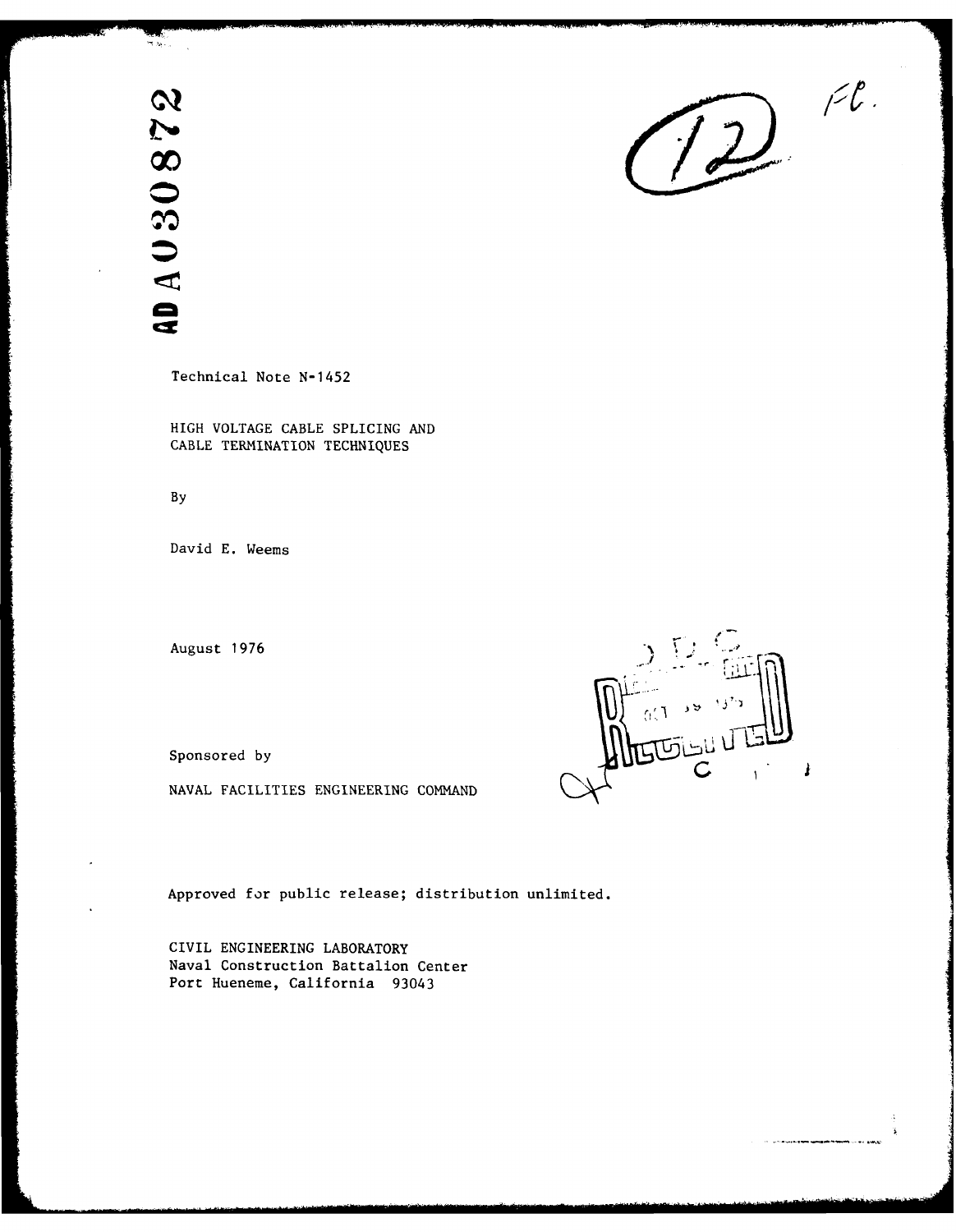AD A030872

Technical Note N-1452

HIGH VOLTAGE CABLE SPLICING AND
CABLE TERMINATION TECHNIQUES

By

David E. Weems

August 1976

Sponsored by

NAVAL FACILITIES ENGINEERING COMMAND

Approved for public release; distribution unlimited.

CIVIL ENGINEERING LABORATORY
Naval Construction Battalion Center
Port Hueneme, California 93043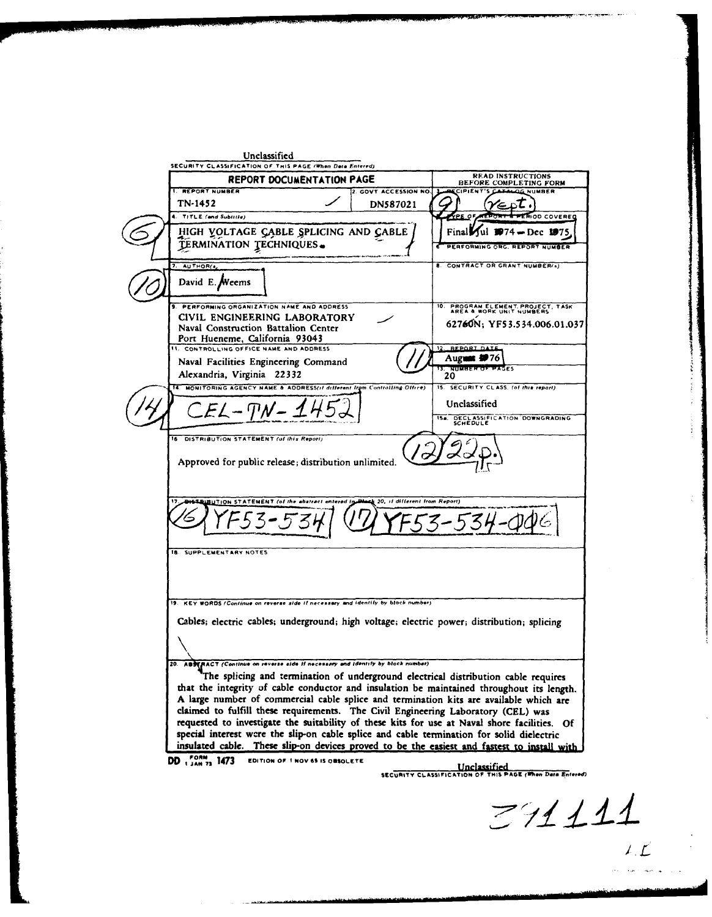Unclassified

SECURITY CLASSIFICATION OF THIS PAGE (When Data Entered)

| REPORT DOCUMENTATION PAGE | | READ INSTRUCTIONS BEFORE COMPLETING FORM |
|---|---|---|
| 1. REPORT NUMBER<br>TN-1452 | 2. GOVT ACCESSION NO.<br>DN587021 | 3. RECIPIENT'S CATALOG NUMBER<br>(9) rept. |
| 4. TITLE (and Subtitle)<br>(6) HIGH VOLTAGE CABLE SPLICING AND CABLE TERMINATION TECHNIQUES. | | 5. TYPE OF REPORT & PERIOD COVERED<br>Final Jul 1974 – Dec 1975 |
| | | 6. PERFORMING ORG. REPORT NUMBER |
| 7. AUTHOR(s)<br>(10) David E. Weems | | 8. CONTRACT OR GRANT NUMBER(s) |
| 9. PERFORMING ORGANIZATION NAME AND ADDRESS<br>CIVIL ENGINEERING LABORATORY<br>Naval Construction Battalion Center<br>Port Hueneme, California 93043 | | 10. PROGRAM ELEMENT, PROJECT, TASK AREA & WORK UNIT NUMBERS<br>62760N; YF53.534.006.01.037 |
| 11. CONTROLLING OFFICE NAME AND ADDRESS<br>Naval Facilities Engineering Command<br>Alexandria, Virginia 22332 | | 12. REPORT DATE<br>(11) August 1976 |
| | | 13. NUMBER OF PAGES<br>20 |
| 14. MONITORING AGENCY NAME & ADDRESS(if different from Controlling Office)<br>(14) CEL-TN-1452 | | 15. SECURITY CLASS. (of this report)<br>Unclassified |
| | | 15a. DECLASSIFICATION DOWNGRADING SCHEDULE |
| 16. DISTRIBUTION STATEMENT (of this Report)<br>Approved for public release; distribution unlimited. (12) 22p. | | |
| 17. DISTRIBUTION STATEMENT (of the abstract entered in Block 20, if different from Report)<br>(16) YF53-534 (17) YF53-534-006 | | |
| 18. SUPPLEMENTARY NOTES | | |
| 19. KEY WORDS (Continue on reverse side if necessary and identify by block number)<br>Cables; electric cables; underground; high voltage; electric power; distribution; splicing | | |
| 20. ABSTRACT (Continue on reverse side if necessary and identify by block number)<br>The splicing and termination of underground electrical distribution cable requires that the integrity of cable conductor and insulation be maintained throughout its length. A large number of commercial cable splice and termination kits are available which are claimed to fulfill these requirements. The Civil Engineering Laboratory (CEL) was requested to investigate the suitability of these kits for use at Naval shore facilities. Of special interest were the slip-on cable splice and cable termination for solid dielectric insulated cable. These slip-on devices proved to be the easiest and fastest to install with | | |

DD FORM 1473, 1 JAN 73 EDITION OF 1 NOV 65 IS OBSOLETE

Unclassified

SECURITY CLASSIFICATION OF THIS PAGE (When Data Entered)

391111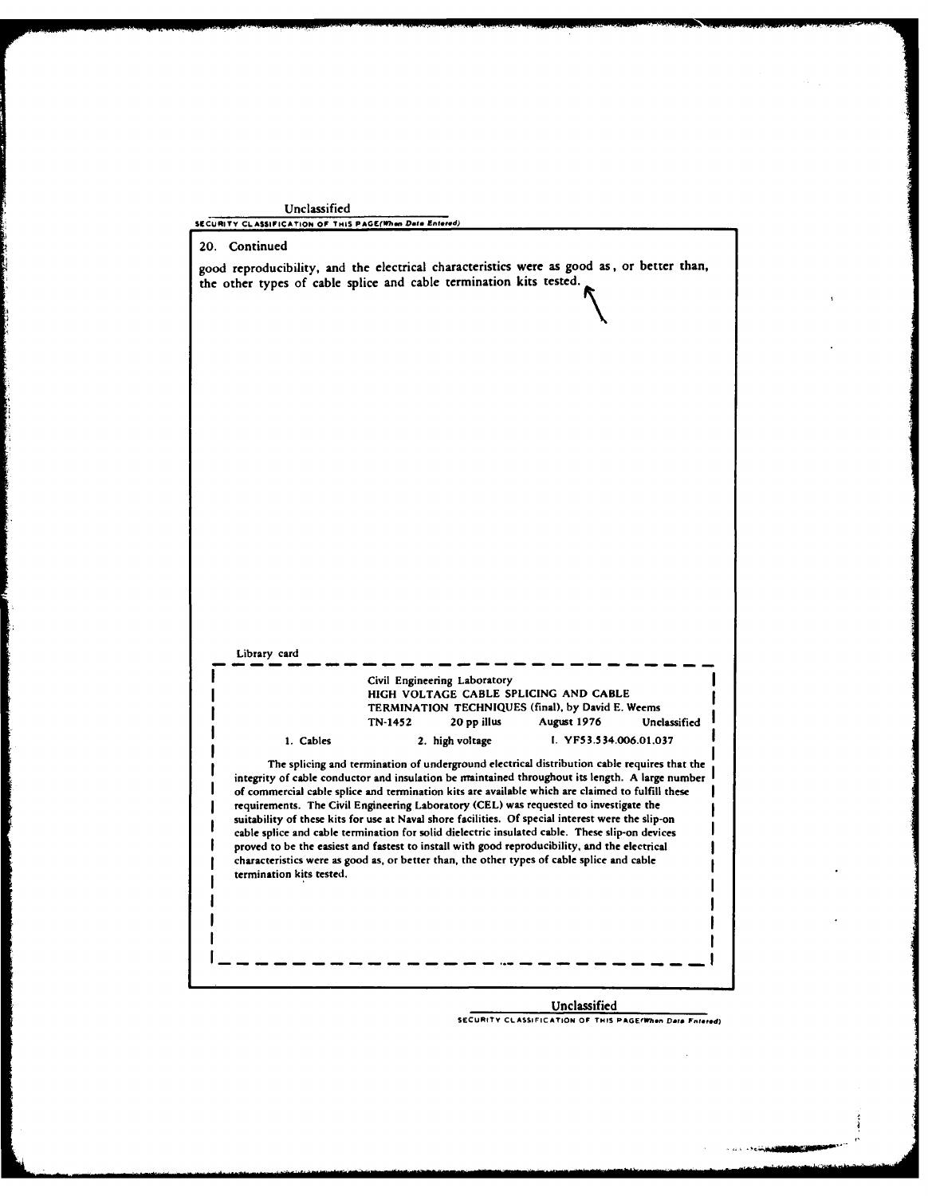Unclassified

SECURITY CLASSIFICATION OF THIS PAGE(When Data Entered)

20. Continued

good reproducibility, and the electrical characteristics were as good as, or better than, the other types of cable splice and cable termination kits tested.

Library card

Civil Engineering Laboratory
HIGH VOLTAGE CABLE SPLICING AND CABLE TERMINATION TECHNIQUES (final), by David E. Weems
TN-1452 20 pp illus August 1976 Unclassified

1. Cables 2. high voltage I. YF53.534.006.01.037

The splicing and termination of underground electrical distribution cable requires that the integrity of cable conductor and insulation be maintained throughout its length. A large number of commercial cable splice and termination kits are available which are claimed to fulfill these requirements. The Civil Engineering Laboratory (CEL) was requested to investigate the suitability of these kits for use at Naval shore facilities. Of special interest were the slip-on cable splice and cable termination for solid dielectric insulated cable. These slip-on devices proved to be the easiest and fastest to install with good reproducibility, and the electrical characteristics were as good as, or better than, the other types of cable splice and cable termination kits tested.

Unclassified

SECURITY CLASSIFICATION OF THIS PAGE(When Data Entered)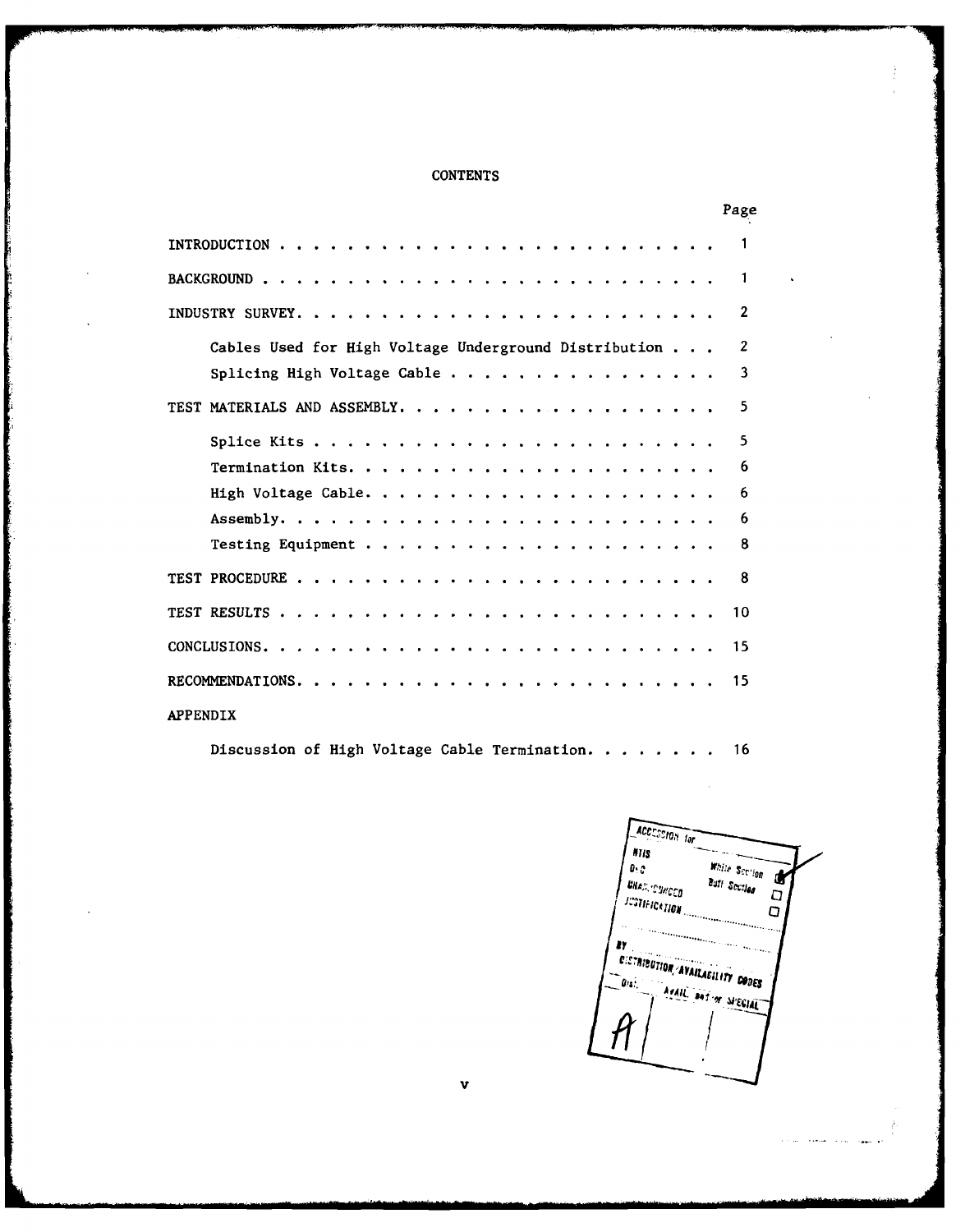# CONTENTS

| | Page |
|---|---|
| INTRODUCTION | 1 |
| BACKGROUND | 1 |
| INDUSTRY SURVEY | 2 |
| Cables Used for High Voltage Underground Distribution | 2 |
| Splicing High Voltage Cable | 3 |
| TEST MATERIALS AND ASSEMBLY | 5 |
| Splice Kits | 5 |
| Termination Kits | 6 |
| High Voltage Cable | 6 |
| Assembly | 6 |
| Testing Equipment | 8 |
| TEST PROCEDURE | 8 |
| TEST RESULTS | 10 |
| CONCLUSIONS | 15 |
| RECOMMENDATIONS | 15 |
| APPENDIX | |
| Discussion of High Voltage Cable Termination | 16 |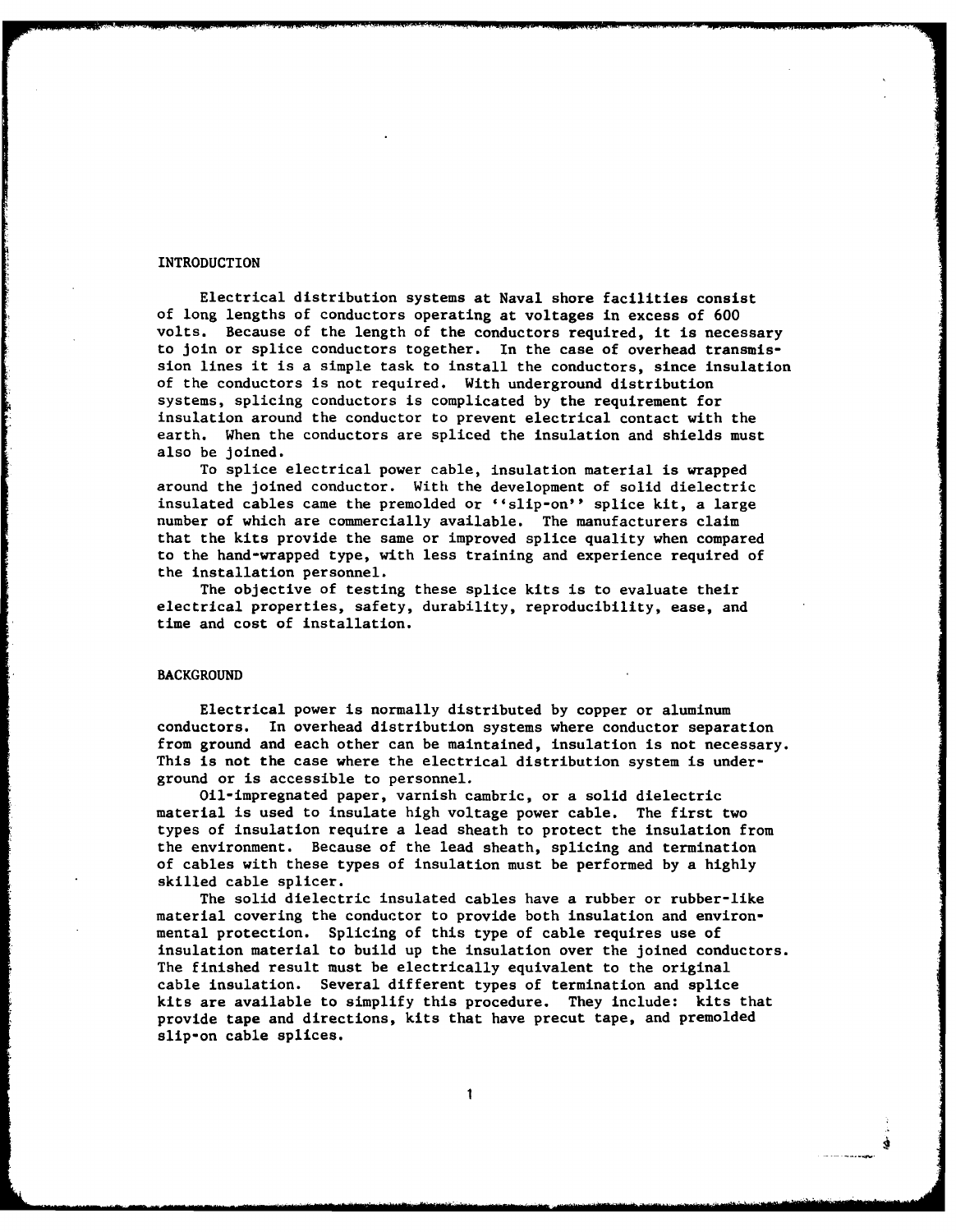## INTRODUCTION

Electrical distribution systems at Naval shore facilities consist of long lengths of conductors operating at voltages in excess of 600 volts. Because of the length of the conductors required, it is necessary to join or splice conductors together. In the case of overhead transmission lines it is a simple task to install the conductors, since insulation of the conductors is not required. With underground distribution systems, splicing conductors is complicated by the requirement for insulation around the conductor to prevent electrical contact with the earth. When the conductors are spliced the insulation and shields must also be joined.

To splice electrical power cable, insulation material is wrapped around the joined conductor. With the development of solid dielectric insulated cables came the premolded or ''slip-on'' splice kit, a large number of which are commercially available. The manufacturers claim that the kits provide the same or improved splice quality when compared to the hand-wrapped type, with less training and experience required of the installation personnel.

The objective of testing these splice kits is to evaluate their electrical properties, safety, durability, reproducibility, ease, and time and cost of installation.

## BACKGROUND

Electrical power is normally distributed by copper or aluminum conductors. In overhead distribution systems where conductor separation from ground and each other can be maintained, insulation is not necessary. This is not the case where the electrical distribution system is underground or is accessible to personnel.

Oil-impregnated paper, varnish cambric, or a solid dielectric material is used to insulate high voltage power cable. The first two types of insulation require a lead sheath to protect the insulation from the environment. Because of the lead sheath, splicing and termination of cables with these types of insulation must be performed by a highly skilled cable splicer.

The solid dielectric insulated cables have a rubber or rubber-like material covering the conductor to provide both insulation and environmental protection. Splicing of this type of cable requires use of insulation material to build up the insulation over the joined conductors. The finished result must be electrically equivalent to the original cable insulation. Several different types of termination and splice kits are available to simplify this procedure. They include: kits that provide tape and directions, kits that have precut tape, and premolded slip-on cable splices.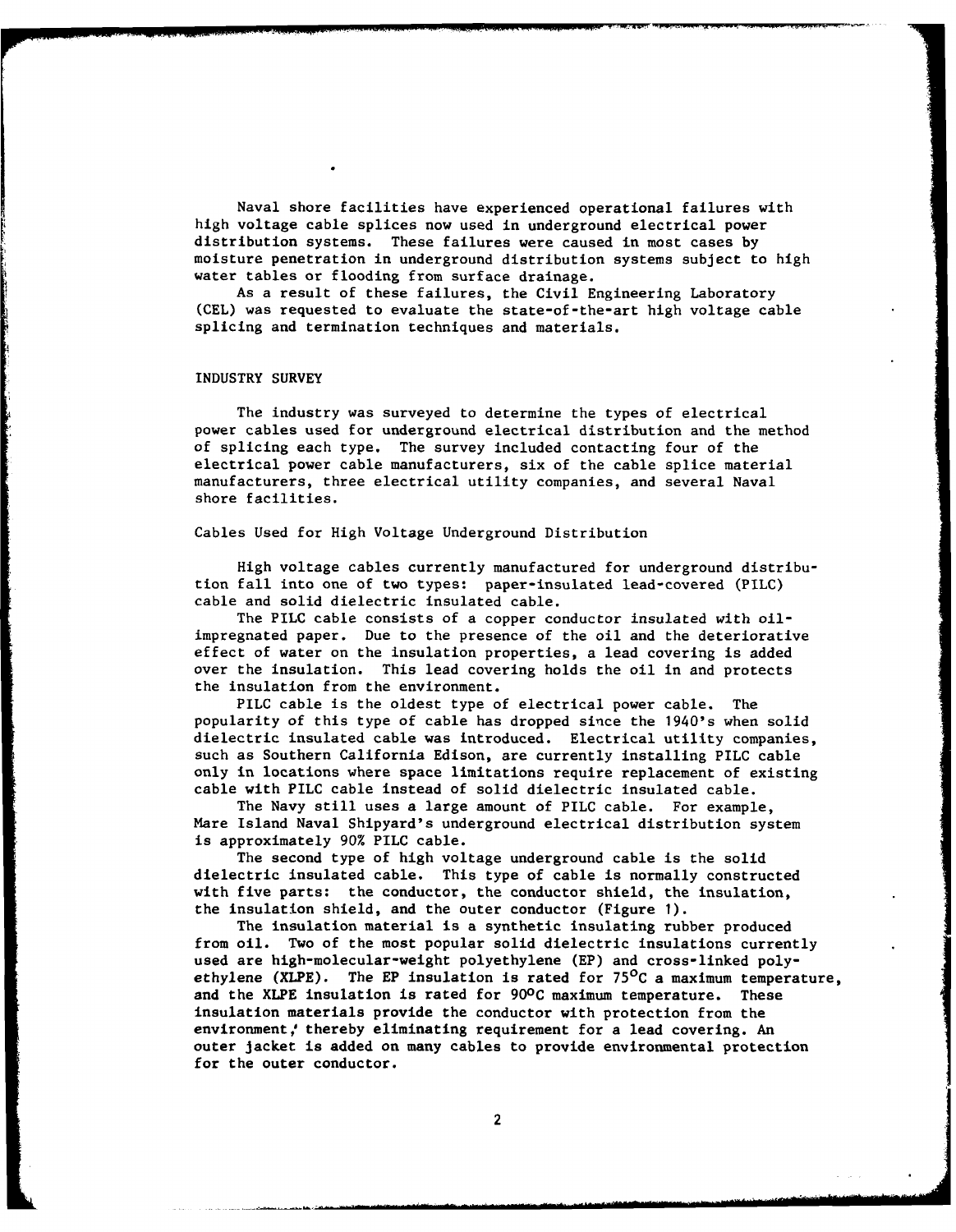Naval shore facilities have experienced operational failures with high voltage cable splices now used in underground electrical power distribution systems. These failures were caused in most cases by moisture penetration in underground distribution systems subject to high water tables or flooding from surface drainage.

As a result of these failures, the Civil Engineering Laboratory (CEL) was requested to evaluate the state-of-the-art high voltage cable splicing and termination techniques and materials.

## INDUSTRY SURVEY

The industry was surveyed to determine the types of electrical power cables used for underground electrical distribution and the method of splicing each type. The survey included contacting four of the electrical power cable manufacturers, six of the cable splice material manufacturers, three electrical utility companies, and several Naval shore facilities.

### Cables Used for High Voltage Underground Distribution

High voltage cables currently manufactured for underground distribution fall into one of two types: paper-insulated lead-covered (PILC) cable and solid dielectric insulated cable.

The PILC cable consists of a copper conductor insulated with oil-impregnated paper. Due to the presence of the oil and the deteriorative effect of water on the insulation properties, a lead covering is added over the insulation. This lead covering holds the oil in and protects the insulation from the environment.

PILC cable is the oldest type of electrical power cable. The popularity of this type of cable has dropped since the 1940's when solid dielectric insulated cable was introduced. Electrical utility companies, such as Southern California Edison, are currently installing PILC cable only in locations where space limitations require replacement of existing cable with PILC cable instead of solid dielectric insulated cable.

The Navy still uses a large amount of PILC cable. For example, Mare Island Naval Shipyard's underground electrical distribution system is approximately 90% PILC cable.

The second type of high voltage underground cable is the solid dielectric insulated cable. This type of cable is normally constructed with five parts: the conductor, the conductor shield, the insulation, the insulation shield, and the outer conductor (Figure 1).

The insulation material is a synthetic insulating rubber produced from oil. Two of the most popular solid dielectric insulations currently used are high-molecular-weight polyethylene (EP) and cross-linked polyethylene (XLPE). The EP insulation is rated for 75°C a maximum temperature, and the XLPE insulation is rated for 90°C maximum temperature. These insulation materials provide the conductor with protection from the environment, thereby eliminating requirement for a lead covering. An outer jacket is added on many cables to provide environmental protection for the outer conductor.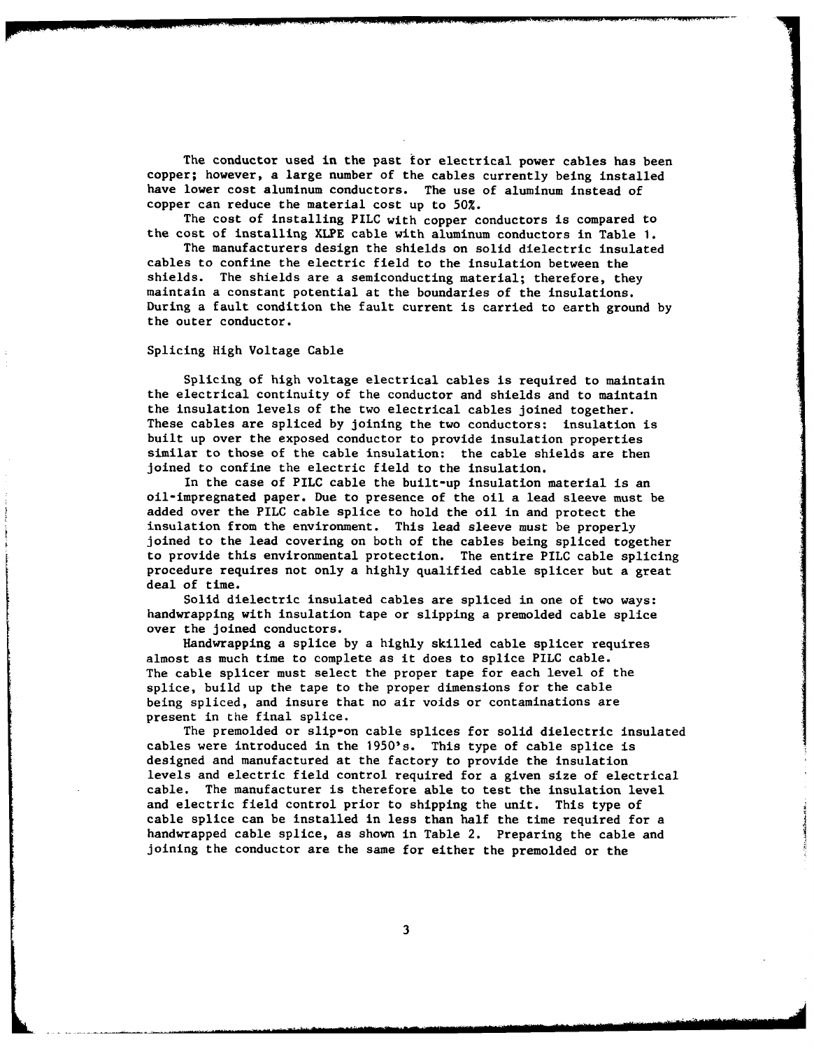The conductor used in the past for electrical power cables has been copper; however, a large number of the cables currently being installed have lower cost aluminum conductors. The use of aluminum instead of copper can reduce the material cost up to 50%.

The cost of installing PILC with copper conductors is compared to the cost of installing XLPE cable with aluminum conductors in Table 1.

The manufacturers design the shields on solid dielectric insulated cables to confine the electric field to the insulation between the shields. The shields are a semiconducting material; therefore, they maintain a constant potential at the boundaries of the insulations. During a fault condition the fault current is carried to earth ground by the outer conductor.

## Splicing High Voltage Cable

Splicing of high voltage electrical cables is required to maintain the electrical continuity of the conductor and shields and to maintain the insulation levels of the two electrical cables joined together. These cables are spliced by joining the two conductors: insulation is built up over the exposed conductor to provide insulation properties similar to those of the cable insulation: the cable shields are then joined to confine the electric field to the insulation.

In the case of PILC cable the built-up insulation material is an oil-impregnated paper. Due to presence of the oil a lead sleeve must be added over the PILC cable splice to hold the oil in and protect the insulation from the environment. This lead sleeve must be properly joined to the lead covering on both of the cables being spliced together to provide this environmental protection. The entire PILC cable splicing procedure requires not only a highly qualified cable splicer but a great deal of time.

Solid dielectric insulated cables are spliced in one of two ways: handwrapping with insulation tape or slipping a premolded cable splice over the joined conductors.

Handwrapping a splice by a highly skilled cable splicer requires almost as much time to complete as it does to splice PILC cable. The cable splicer must select the proper tape for each level of the splice, build up the tape to the proper dimensions for the cable being spliced, and insure that no air voids or contaminations are present in the final splice.

The premolded or slip-on cable splices for solid dielectric insulated cables were introduced in the 1950's. This type of cable splice is designed and manufactured at the factory to provide the insulation levels and electric field control required for a given size of electrical cable. The manufacturer is therefore able to test the insulation level and electric field control prior to shipping the unit. This type of cable splice can be installed in less than half the time required for a handwrapped cable splice, as shown in Table 2. Preparing the cable and joining the conductor are the same for either the premolded or the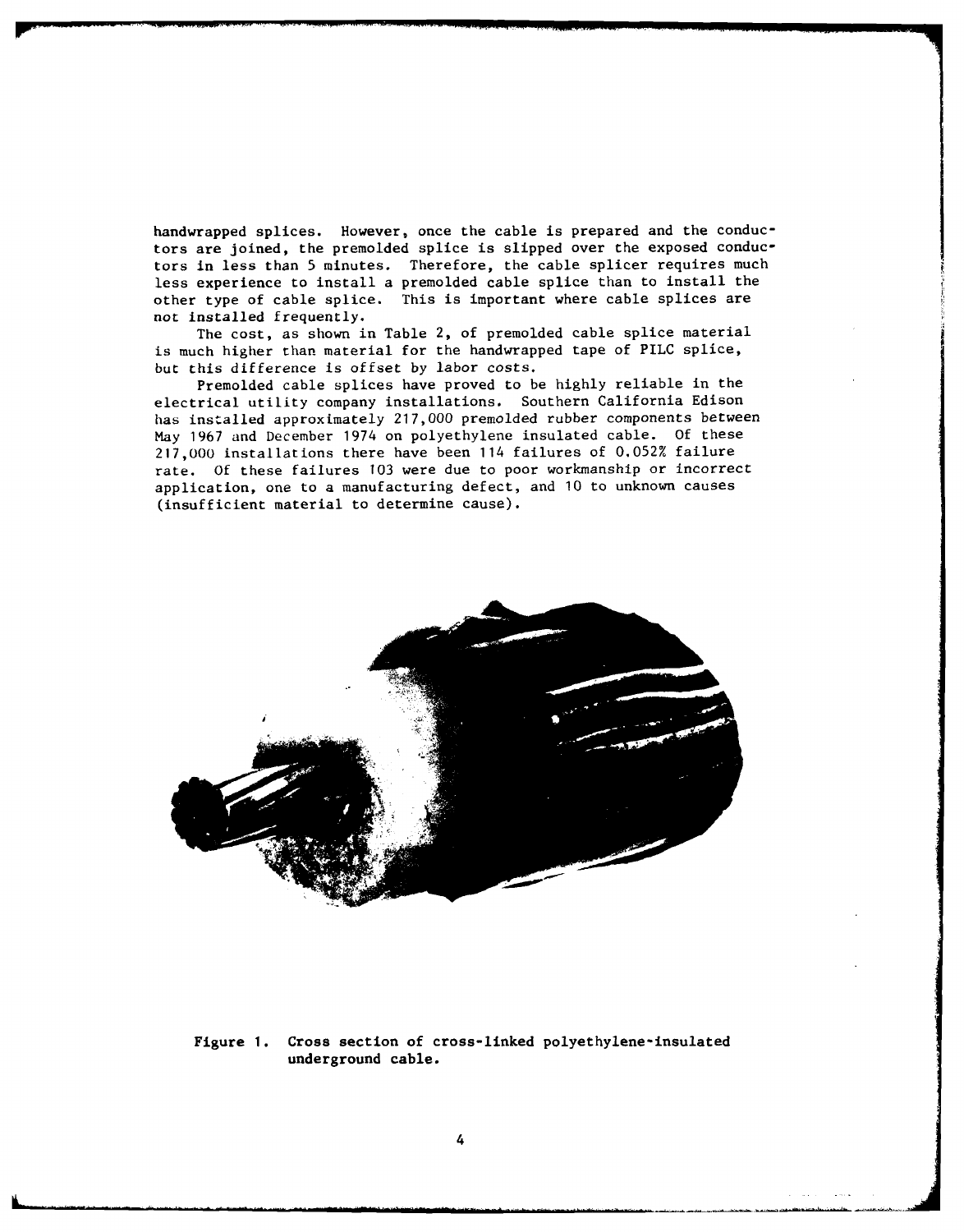handwrapped splices. However, once the cable is prepared and the conductors are joined, the premolded splice is slipped over the exposed conductors in less than 5 minutes. Therefore, the cable splicer requires much less experience to install a premolded cable splice than to install the other type of cable splice. This is important where cable splices are not installed frequently.

The cost, as shown in Table 2, of premolded cable splice material is much higher than material for the handwrapped tape of PILC splice, but this difference is offset by labor costs.

Premolded cable splices have proved to be highly reliable in the electrical utility company installations. Southern California Edison has installed approximately 217,000 premolded rubber components between May 1967 and December 1974 on polyethylene insulated cable. Of these 217,000 installations there have been 114 failures of 0.052% failure rate. Of these failures 103 were due to poor workmanship or incorrect application, one to a manufacturing defect, and 10 to unknown causes (insufficient material to determine cause).

**Figure 1. Cross section of cross-linked polyethylene-insulated underground cable.**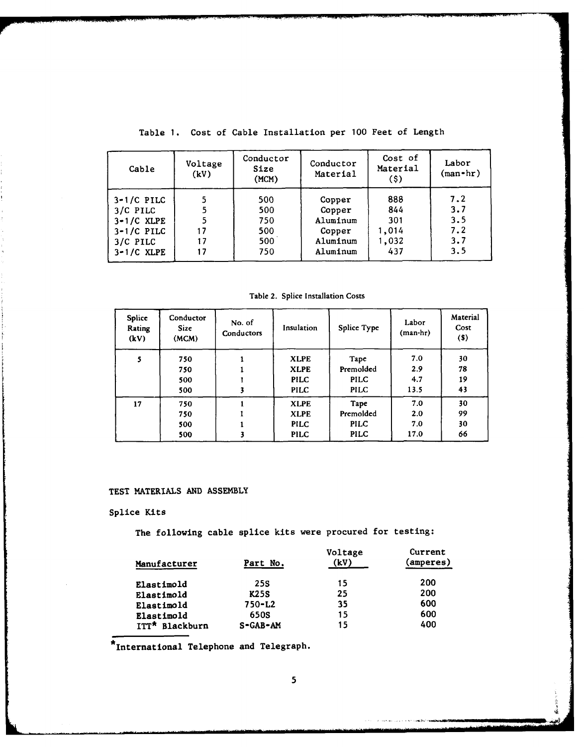Table 1. Cost of Cable Installation per 100 Feet of Length

| Cable | Voltage (kV) | Conductor Size (MCM) | Conductor Material | Cost of Material ($) | Labor (man-hr) |
|---|---|---|---|---|---|
| 3-1/C PILC | 5 | 500 | Copper | 888 | 7.2 |
| 3/C PILC | 5 | 500 | Copper | 844 | 3.7 |
| 3-1/C XLPE | 5 | 750 | Aluminum | 301 | 3.5 |
| 3-1/C PILC | 17 | 500 | Copper | 1,014 | 7.2 |
| 3/C PILC | 17 | 500 | Aluminum | 1,032 | 3.7 |
| 3-1/C XLPE | 17 | 750 | Aluminum | 437 | 3.5 |

Table 2. Splice Installation Costs

| Splice Rating (kV) | Conductor Size (MCM) | No. of Conductors | Insulation | Splice Type | Labor (man-hr) | Material Cost ($) |
|---|---|---|---|---|---|---|
| 5 | 750 | 1 | XLPE | Tape | 7.0 | 30 |
| | 750 | 1 | XLPE | Premolded | 2.9 | 78 |
| | 500 | 1 | PILC | PILC | 4.7 | 19 |
| | 500 | 3 | PILC | PILC | 13.5 | 43 |
| 17 | 750 | 1 | XLPE | Tape | 7.0 | 30 |
| | 750 | 1 | XLPE | Premolded | 2.0 | 99 |
| | 500 | 1 | PILC | PILC | 7.0 | 30 |
| | 500 | 3 | PILC | PILC | 17.0 | 66 |

## TEST MATERIALS AND ASSEMBLY

### Splice Kits

The following cable splice kits were procured for testing:

| Manufacturer | Part No. | Voltage (kV) | Current (amperes) |
|---|---|---|---|
| Elastimold | 25S | 15 | 200 |
| Elastimold | K25S | 25 | 200 |
| Elastimold | 750-L2 | 35 | 600 |
| Elastimold | 650S | 15 | 600 |
| ITT* Blackburn | S-GAB-AM | 15 | 400 |

*International Telephone and Telegraph.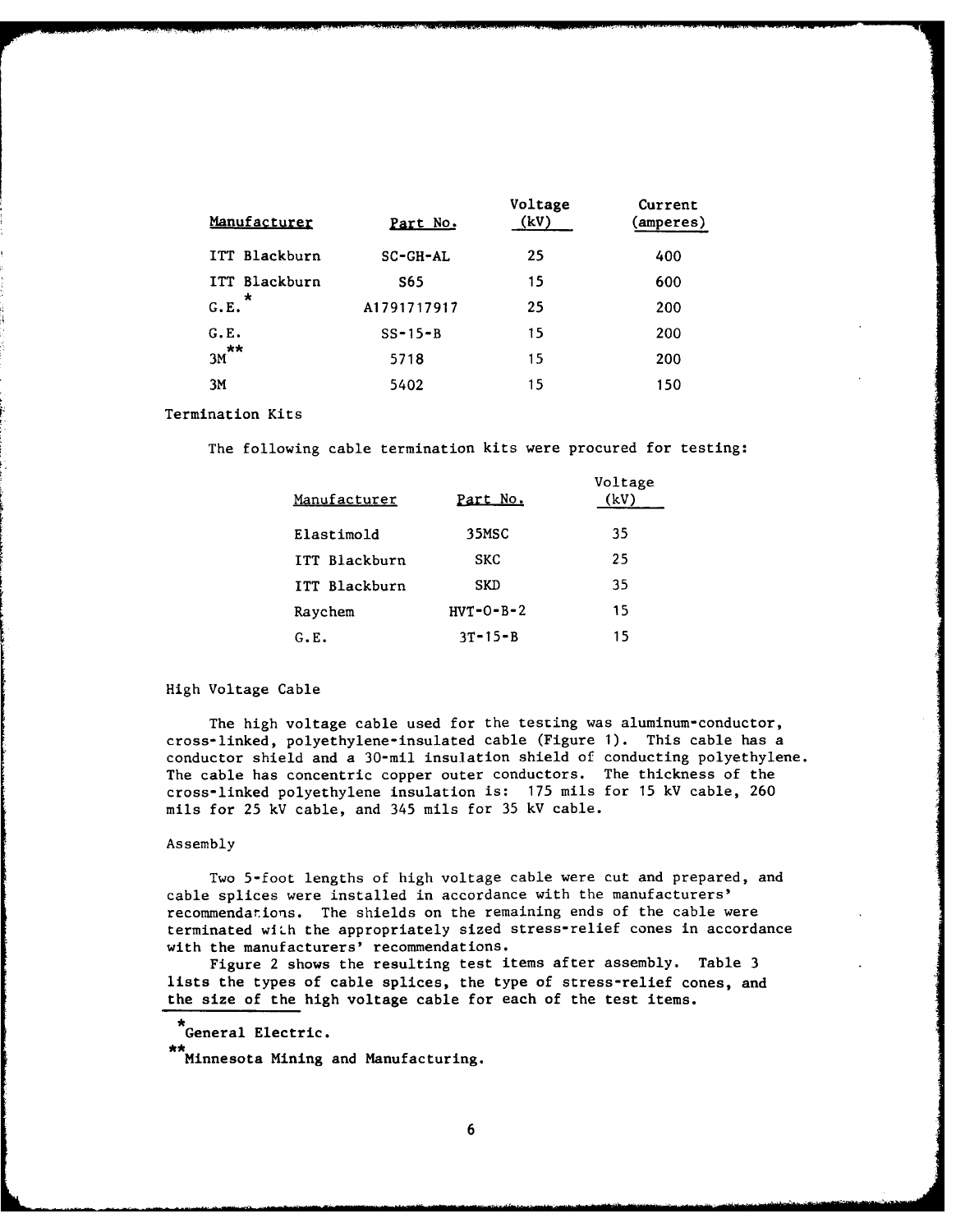| Manufacturer | Part No. | Voltage (kV) | Current (amperes) |
|---|---|---|---|
| ITT Blackburn | SC-GH-AL | 25 | 400 |
| ITT Blackburn | S65 | 15 | 600 |
| G.E.* | A1791717917 | 25 | 200 |
| G.E. | SS-15-B | 15 | 200 |
| 3M** | 5718 | 15 | 200 |
| 3M | 5402 | 15 | 150 |

Termination Kits

The following cable termination kits were procured for testing:

| Manufacturer | Part No. | Voltage (kV) |
|---|---|---|
| Elastimold | 35MSC | 35 |
| ITT Blackburn | SKC | 25 |
| ITT Blackburn | SKD | 35 |
| Raychem | HVT-O-B-2 | 15 |
| G.E. | 3T-15-B | 15 |

High Voltage Cable

The high voltage cable used for the testing was aluminum-conductor, cross-linked, polyethylene-insulated cable (Figure 1). This cable has a conductor shield and a 30-mil insulation shield of conducting polyethylene. The cable has concentric copper outer conductors. The thickness of the cross-linked polyethylene insulation is: 175 mils for 15 kV cable, 260 mils for 25 kV cable, and 345 mils for 35 kV cable.

Assembly

Two 5-foot lengths of high voltage cable were cut and prepared, and cable splices were installed in accordance with the manufacturers' recommendations. The shields on the remaining ends of the cable were terminated with the appropriately sized stress-relief cones in accordance with the manufacturers' recommendations.

Figure 2 shows the resulting test items after assembly. Table 3 lists the types of cable splices, the type of stress-relief cones, and the size of the high voltage cable for each of the test items.

*General Electric.

**Minnesota Mining and Manufacturing.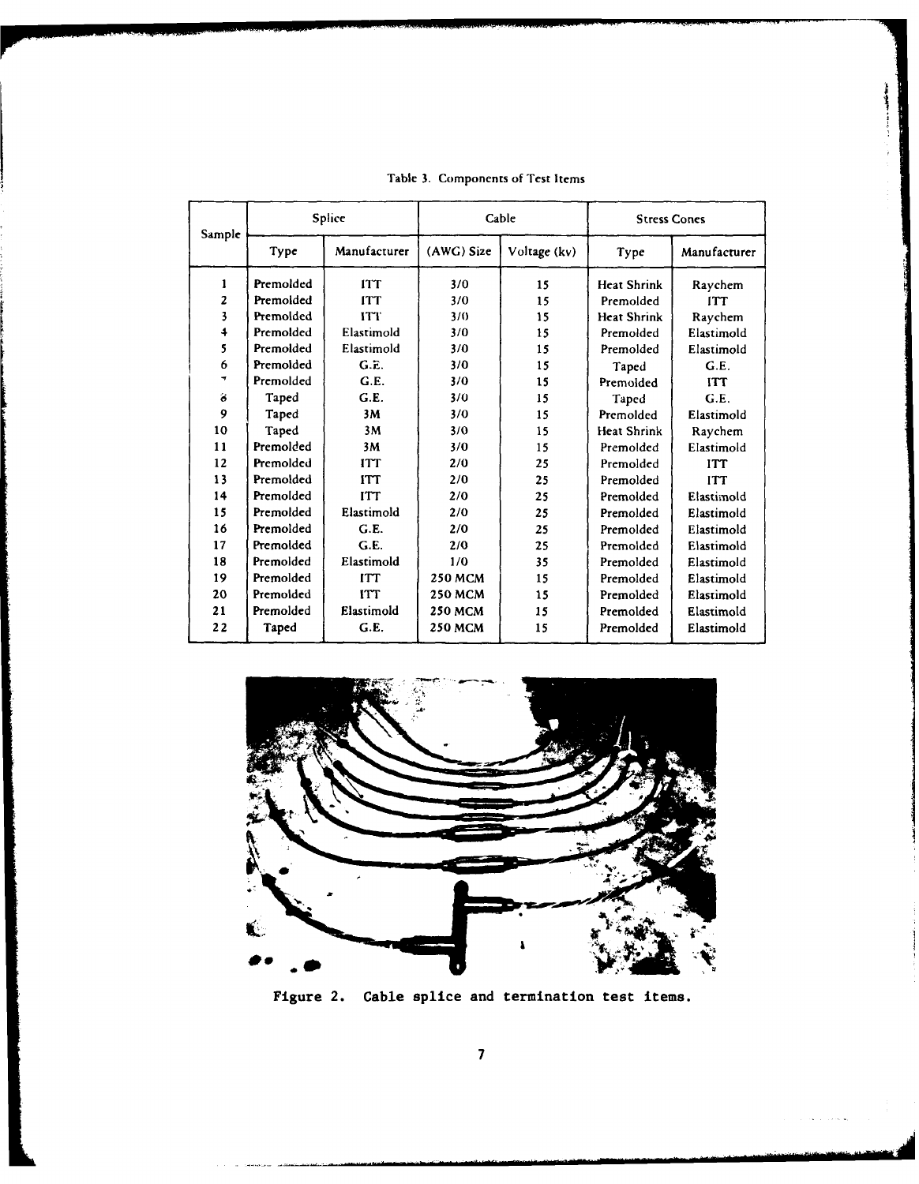Table 3. Components of Test Items

| Sample | Splice | | Cable | | Stress Cones | |
|---|---|---|---|---|---|---|
| | Type | Manufacturer | (AWG) Size | Voltage (kv) | Type | Manufacturer |
| 1 | Premolded | ITT | 3/0 | 15 | Heat Shrink | Raychem |
| 2 | Premolded | ITT | 3/0 | 15 | Premolded | ITT |
| 3 | Premolded | ITT | 3/0 | 15 | Heat Shrink | Raychem |
| 4 | Premolded | Elastimold | 3/0 | 15 | Premolded | Elastimold |
| 5 | Premolded | Elastimold | 3/0 | 15 | Premolded | Elastimold |
| 6 | Premolded | G.E. | 3/0 | 15 | Taped | G.E. |
| 7 | Premolded | G.E. | 3/0 | 15 | Premolded | ITT |
| 8 | Taped | G.E. | 3/0 | 15 | Taped | G.E. |
| 9 | Taped | 3M | 3/0 | 15 | Premolded | Elastimold |
| 10 | Taped | 3M | 3/0 | 15 | Heat Shrink | Raychem |
| 11 | Premolded | 3M | 3/0 | 15 | Premolded | Elastimold |
| 12 | Premolded | ITT | 2/0 | 25 | Premolded | ITT |
| 13 | Premolded | ITT | 2/0 | 25 | Premolded | ITT |
| 14 | Premolded | ITT | 2/0 | 25 | Premolded | Elastimold |
| 15 | Premolded | Elastimold | 2/0 | 25 | Premolded | Elastimold |
| 16 | Premolded | G.E. | 2/0 | 25 | Premolded | Elastimold |
| 17 | Premolded | G.E. | 2/0 | 25 | Premolded | Elastimold |
| 18 | Premolded | Elastimold | 1/0 | 35 | Premolded | Elastimold |
| 19 | Premolded | ITT | 250 MCM | 15 | Premolded | Elastimold |
| 20 | Premolded | ITT | 250 MCM | 15 | Premolded | Elastimold |
| 21 | Premolded | Elastimold | 250 MCM | 15 | Premolded | Elastimold |
| 22 | Taped | G.E. | 250 MCM | 15 | Premolded | Elastimold |

Figure 2. Cable splice and termination test items.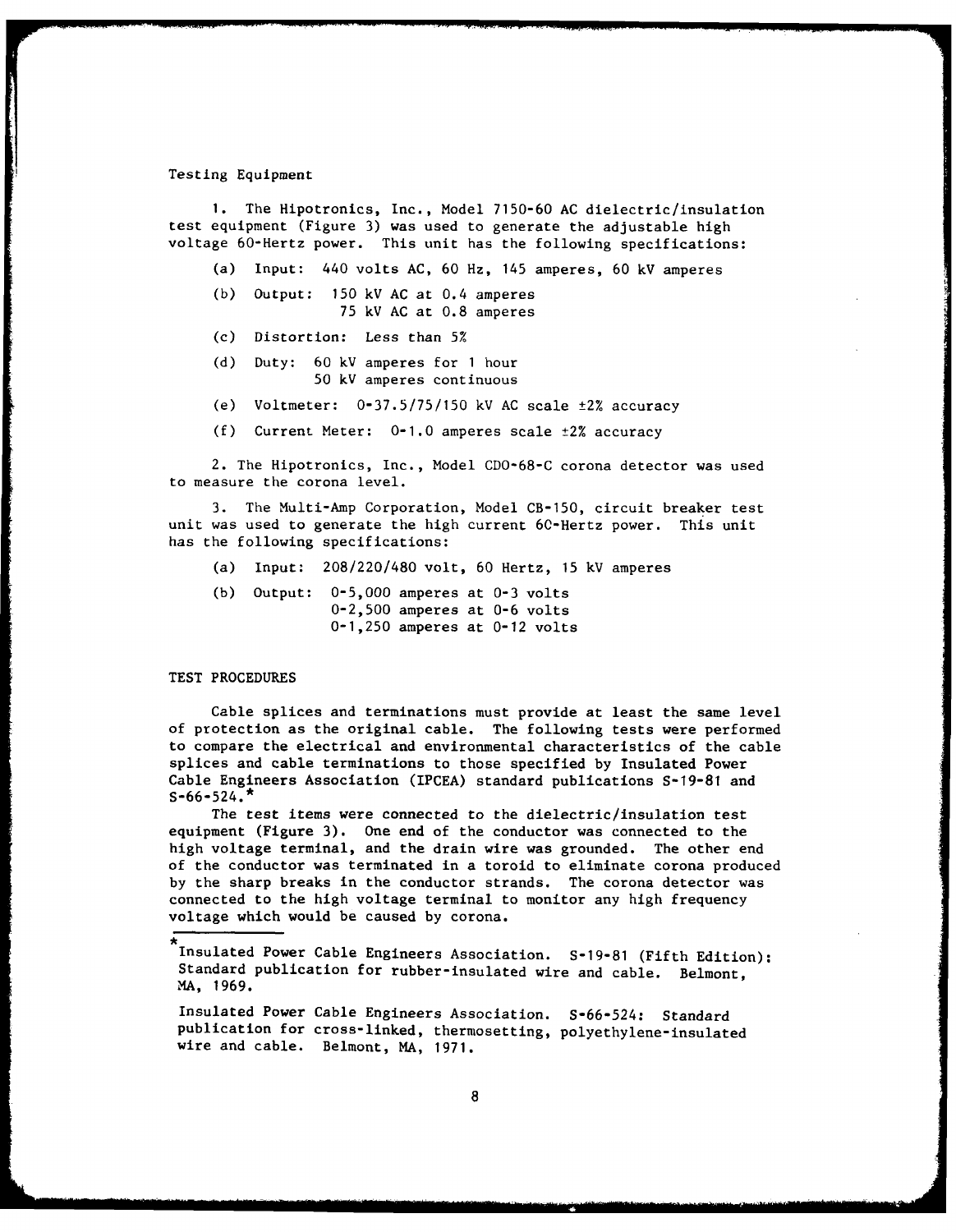Testing Equipment

1. The Hipotronics, Inc., Model 7150-60 AC dielectric/insulation test equipment (Figure 3) was used to generate the adjustable high voltage 60-Hertz power. This unit has the following specifications:

(a) Input: 440 volts AC, 60 Hz, 145 amperes, 60 kV amperes

(b) Output: 150 kV AC at 0.4 amperes
75 kV AC at 0.8 amperes

(c) Distortion: Less than 5%

(d) Duty: 60 kV amperes for 1 hour
50 kV amperes continuous

(e) Voltmeter: 0-37.5/75/150 kV AC scale ±2% accuracy

(f) Current Meter: 0-1.0 amperes scale ±2% accuracy

2. The Hipotronics, Inc., Model CDO-68-C corona detector was used to measure the corona level.

3. The Multi-Amp Corporation, Model CB-150, circuit breaker test unit was used to generate the high current 60-Hertz power. This unit has the following specifications:

(a) Input: 208/220/480 volt, 60 Hertz, 15 kV amperes

(b) Output: 0-5,000 amperes at 0-3 volts
0-2,500 amperes at 0-6 volts
0-1,250 amperes at 0-12 volts

## TEST PROCEDURES

Cable splices and terminations must provide at least the same level of protection as the original cable. The following tests were performed to compare the electrical and environmental characteristics of the cable splices and cable terminations to those specified by Insulated Power Cable Engineers Association (IPCEA) standard publications S-19-81 and S-66-524.*

The test items were connected to the dielectric/insulation test equipment (Figure 3). One end of the conductor was connected to the high voltage terminal, and the drain wire was grounded. The other end of the conductor was terminated in a toroid to eliminate corona produced by the sharp breaks in the conductor strands. The corona detector was connected to the high voltage terminal to monitor any high frequency voltage which would be caused by corona.

---

*Insulated Power Cable Engineers Association. S-19-81 (Fifth Edition): Standard publication for rubber-insulated wire and cable. Belmont, MA, 1969.

Insulated Power Cable Engineers Association. S-66-524: Standard publication for cross-linked, thermosetting, polyethylene-insulated wire and cable. Belmont, MA, 1971.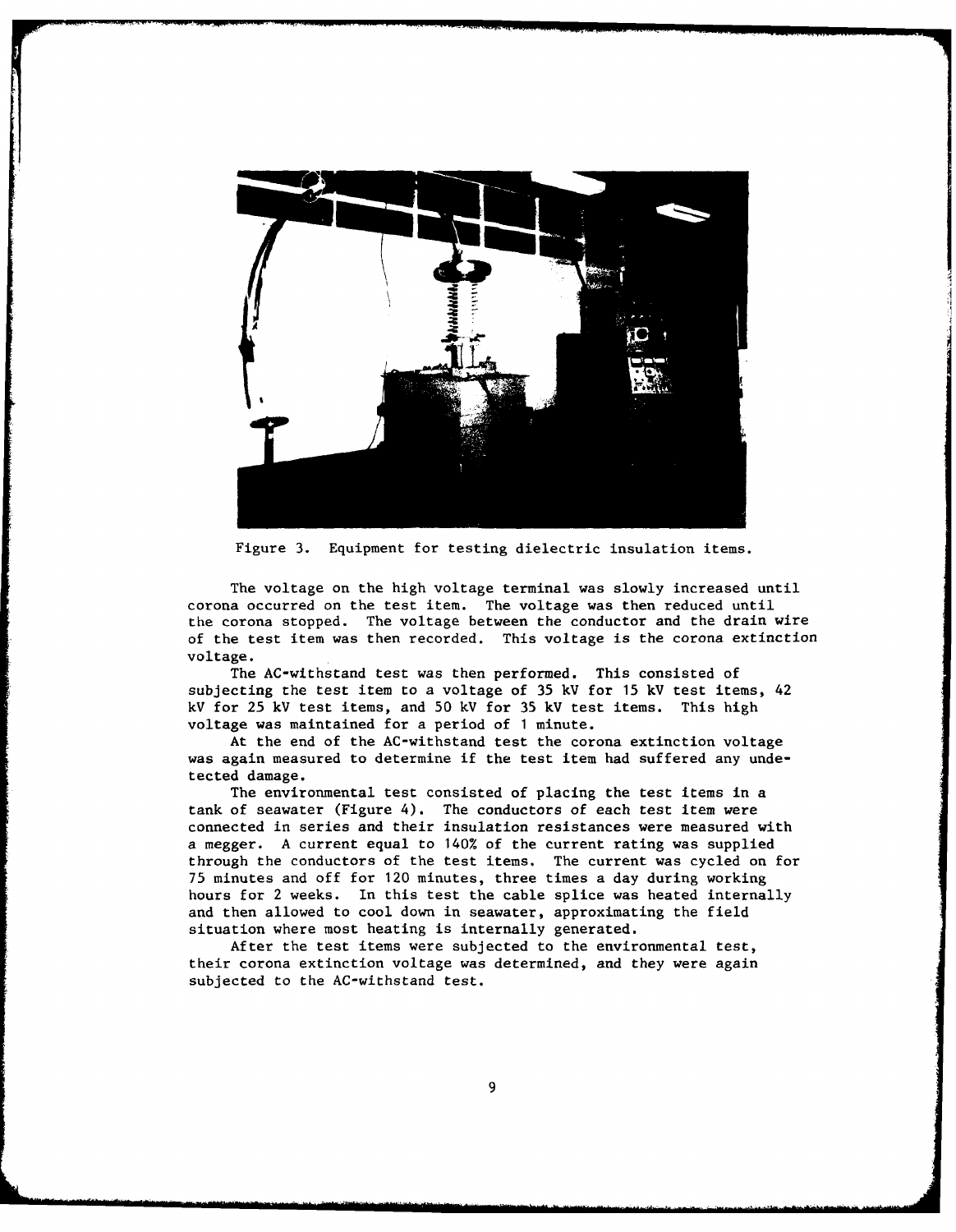Figure 3. Equipment for testing dielectric insulation items.

The voltage on the high voltage terminal was slowly increased until corona occurred on the test item. The voltage was then reduced until the corona stopped. The voltage between the conductor and the drain wire of the test item was then recorded. This voltage is the corona extinction voltage.

The AC-withstand test was then performed. This consisted of subjecting the test item to a voltage of 35 kV for 15 kV test items, 42 kV for 25 kV test items, and 50 kV for 35 kV test items. This high voltage was maintained for a period of 1 minute.

At the end of the AC-withstand test the corona extinction voltage was again measured to determine if the test item had suffered any undetected damage.

The environmental test consisted of placing the test items in a tank of seawater (Figure 4). The conductors of each test item were connected in series and their insulation resistances were measured with a megger. A current equal to 140% of the current rating was supplied through the conductors of the test items. The current was cycled on for 75 minutes and off for 120 minutes, three times a day during working hours for 2 weeks. In this test the cable splice was heated internally and then allowed to cool down in seawater, approximating the field situation where most heating is internally generated.

After the test items were subjected to the environmental test, their corona extinction voltage was determined, and they were again subjected to the AC-withstand test.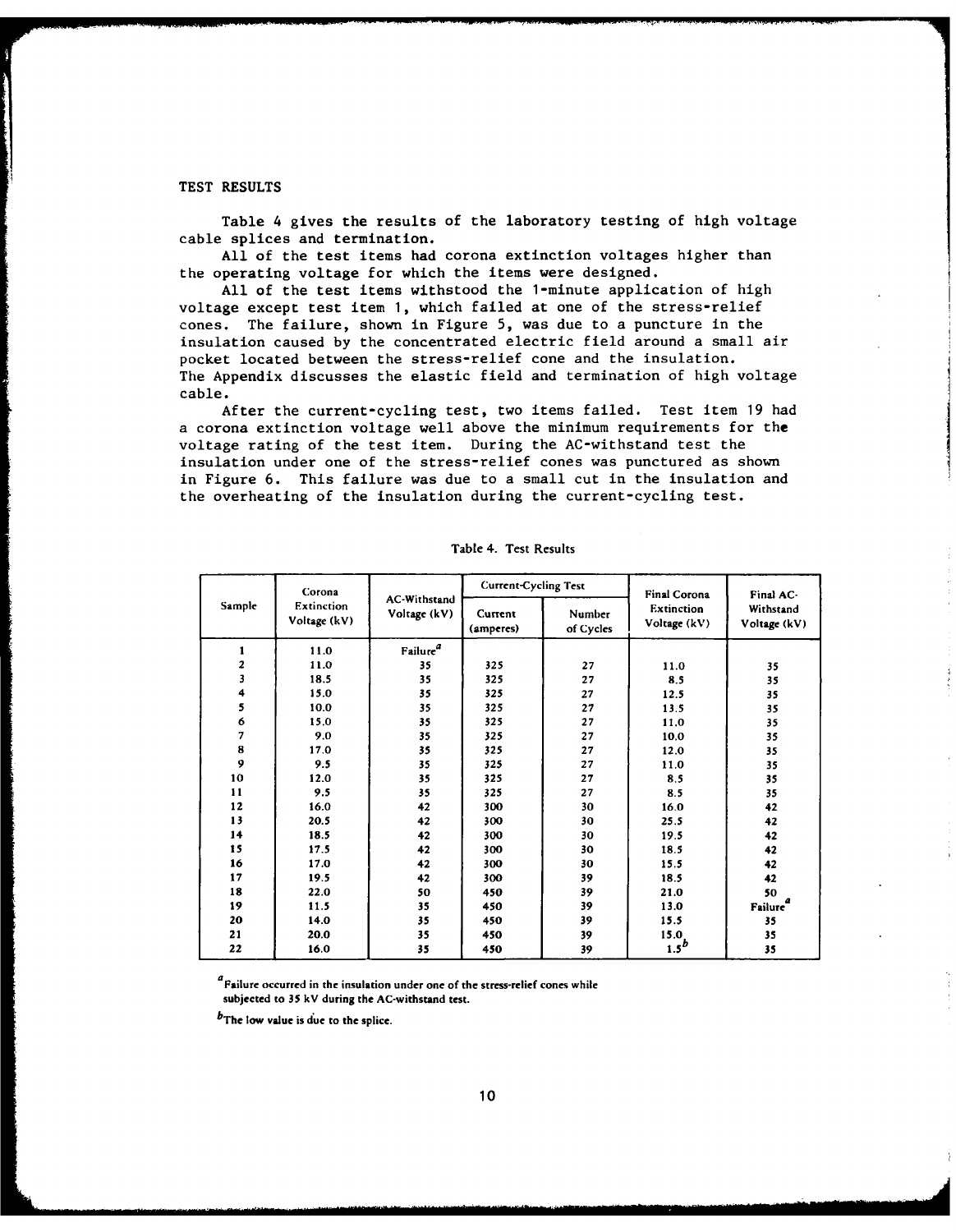## TEST RESULTS

Table 4 gives the results of the laboratory testing of high voltage cable splices and termination.

All of the test items had corona extinction voltages higher than the operating voltage for which the items were designed.

All of the test items withstood the 1-minute application of high voltage except test item 1, which failed at one of the stress-relief cones. The failure, shown in Figure 5, was due to a puncture in the insulation caused by the concentrated electric field around a small air pocket located between the stress-relief cone and the insulation. The Appendix discusses the elastic field and termination of high voltage cable.

After the current-cycling test, two items failed. Test item 19 had a corona extinction voltage well above the minimum requirements for the voltage rating of the test item. During the AC-withstand test the insulation under one of the stress-relief cones was punctured as shown in Figure 6. This failure was due to a small cut in the insulation and the overheating of the insulation during the current-cycling test.

Table 4. Test Results

| Sample | Corona Extinction Voltage (kV) | AC-Withstand Voltage (kV) | Current-Cycling Test | | Final Corona Extinction Voltage (kV) | Final AC-Withstand Voltage (kV) |
|---|---|---|---|---|---|---|
| | | | Current (amperes) | Number of Cycles | | |
| 1 | 11.0 | Failure[a] | | | | |
| 2 | 11.0 | 35 | 325 | 27 | 11.0 | 35 |
| 3 | 18.5 | 35 | 325 | 27 | 8.5 | 35 |
| 4 | 15.0 | 35 | 325 | 27 | 12.5 | 35 |
| 5 | 10.0 | 35 | 325 | 27 | 13.5 | 35 |
| 6 | 15.0 | 35 | 325 | 27 | 11.0 | 35 |
| 7 | 9.0 | 35 | 325 | 27 | 10.0 | 35 |
| 8 | 17.0 | 35 | 325 | 27 | 12.0 | 35 |
| 9 | 9.5 | 35 | 325 | 27 | 11.0 | 35 |
| 10 | 12.0 | 35 | 325 | 27 | 8.5 | 35 |
| 11 | 9.5 | 35 | 325 | 27 | 8.5 | 35 |
| 12 | 16.0 | 42 | 300 | 30 | 16.0 | 42 |
| 13 | 20.5 | 42 | 300 | 30 | 25.5 | 42 |
| 14 | 18.5 | 42 | 300 | 30 | 19.5 | 42 |
| 15 | 17.5 | 42 | 300 | 30 | 18.5 | 42 |
| 16 | 17.0 | 42 | 300 | 30 | 15.5 | 42 |
| 17 | 19.5 | 42 | 300 | 39 | 18.5 | 42 |
| 18 | 22.0 | 50 | 450 | 39 | 21.0 | 50 |
| 19 | 11.5 | 35 | 450 | 39 | 13.0 | Failure[a] |
| 20 | 14.0 | 35 | 450 | 39 | 15.5 | 35 |
| 21 | 20.0 | 35 | 450 | 39 | 15.0 | 35 |
| 22 | 16.0 | 35 | 450 | 39 | 1.5[b] | 35 |

[a] Failure occurred in the insulation under one of the stress-relief cones while subjected to 35 kV during the AC-withstand test.

[b] The low value is due to the splice.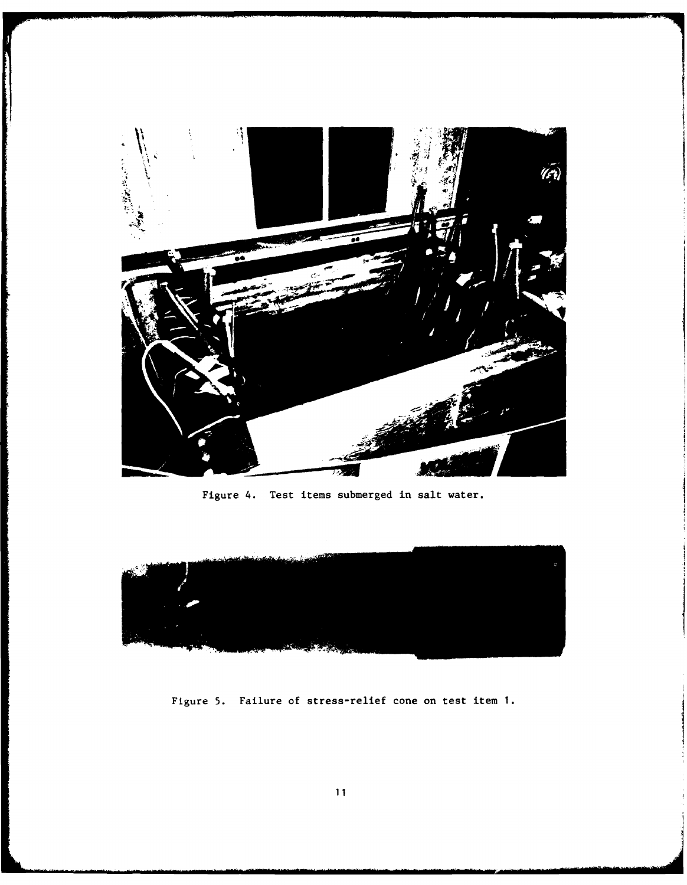Figure 4. Test items submerged in salt water.

Figure 5. Failure of stress-relief cone on test item 1.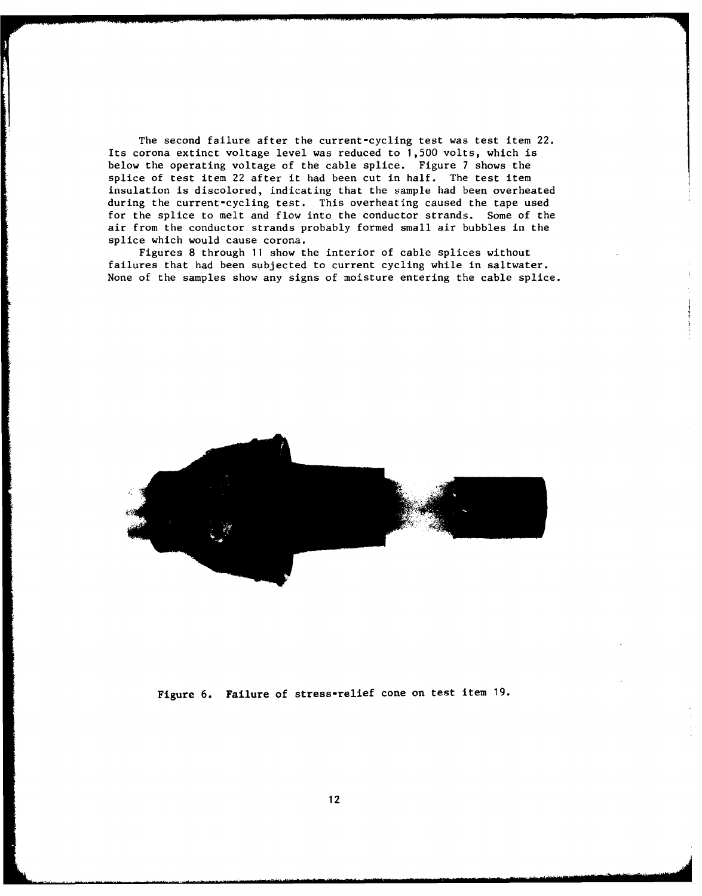The second failure after the current-cycling test was test item 22. Its corona extinct voltage level was reduced to 1,500 volts, which is below the operating voltage of the cable splice. Figure 7 shows the splice of test item 22 after it had been cut in half. The test item insulation is discolored, indicating that the sample had been overheated during the current-cycling test. This overheating caused the tape used for the splice to melt and flow into the conductor strands. Some of the air from the conductor strands probably formed small air bubbles in the splice which would cause corona.

Figures 8 through 11 show the interior of cable splices without failures that had been subjected to current cycling while in saltwater. None of the samples show any signs of moisture entering the cable splice.

Figure 6. Failure of stress-relief cone on test item 19.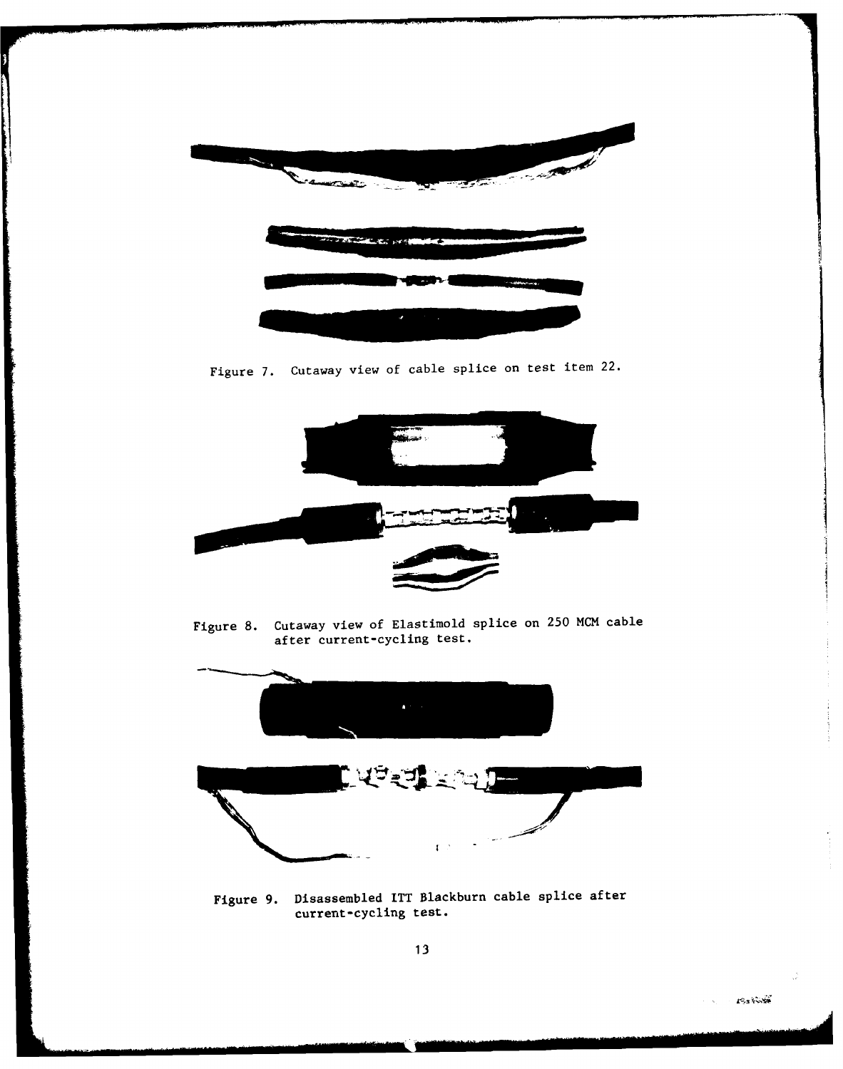Figure 7. Cutaway view of cable splice on test item 22.

Figure 8. Cutaway view of Elastimold splice on 250 MCM cable after current-cycling test.

Figure 9. Disassembled ITT Blackburn cable splice after current-cycling test.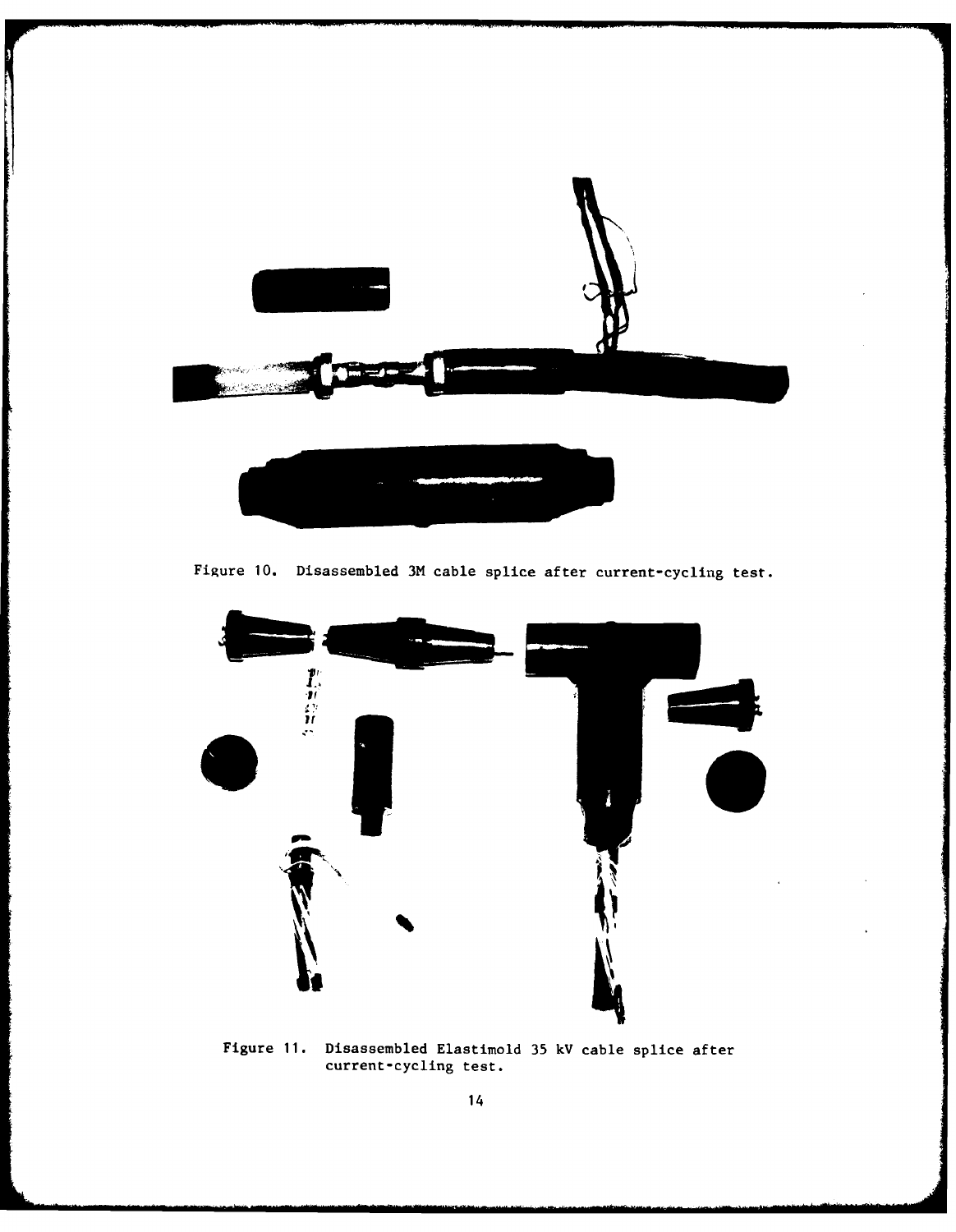Figure 10. Disassembled 3M cable splice after current-cycling test.

Figure 11. Disassembled Elastimold 35 kV cable splice after current-cycling test.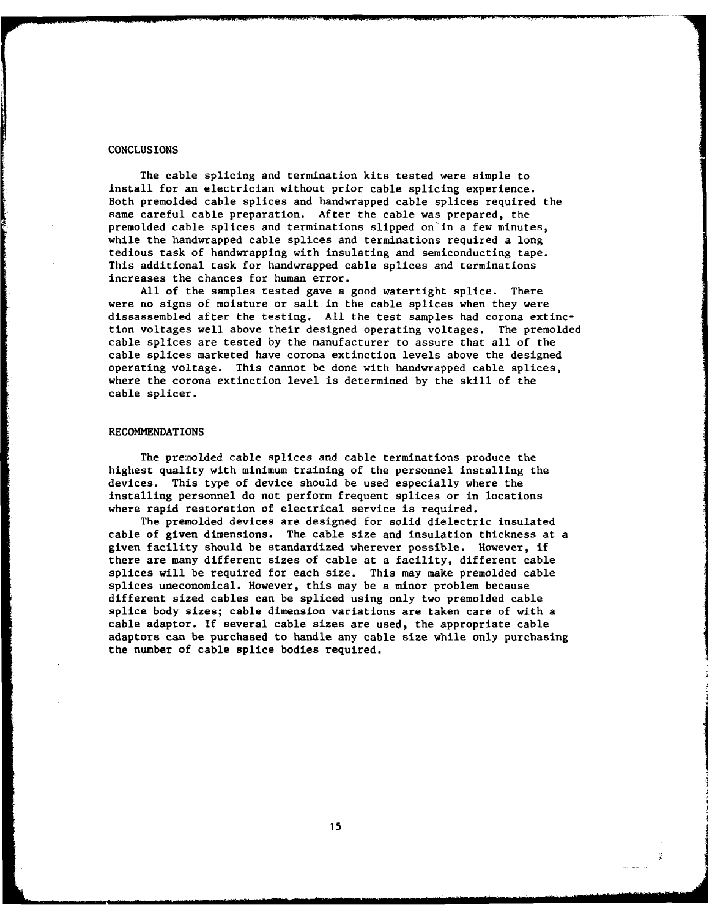## CONCLUSIONS

The cable splicing and termination kits tested were simple to install for an electrician without prior cable splicing experience. Both premolded cable splices and handwrapped cable splices required the same careful cable preparation. After the cable was prepared, the premolded cable splices and terminations slipped on in a few minutes, while the handwrapped cable splices and terminations required a long tedious task of handwrapping with insulating and semiconducting tape. This additional task for handwrapped cable splices and terminations increases the chances for human error.

All of the samples tested gave a good watertight splice. There were no signs of moisture or salt in the cable splices when they were dissassembled after the testing. All the test samples had corona extinction voltages well above their designed operating voltages. The premolded cable splices are tested by the manufacturer to assure that all of the cable splices marketed have corona extinction levels above the designed operating voltage. This cannot be done with handwrapped cable splices, where the corona extinction level is determined by the skill of the cable splicer.

## RECOMMENDATIONS

The premolded cable splices and cable terminations produce the highest quality with minimum training of the personnel installing the devices. This type of device should be used especially where the installing personnel do not perform frequent splices or in locations where rapid restoration of electrical service is required.

The premolded devices are designed for solid dielectric insulated cable of given dimensions. The cable size and insulation thickness at a given facility should be standardized wherever possible. However, if there are many different sizes of cable at a facility, different cable splices will be required for each size. This may make premolded cable splices uneconomical. However, this may be a minor problem because different sized cables can be spliced using only two premolded cable splice body sizes; cable dimension variations are taken care of with a cable adaptor. If several cable sizes are used, the appropriate cable adaptors can be purchased to handle any cable size while only purchasing the number of cable splice bodies required.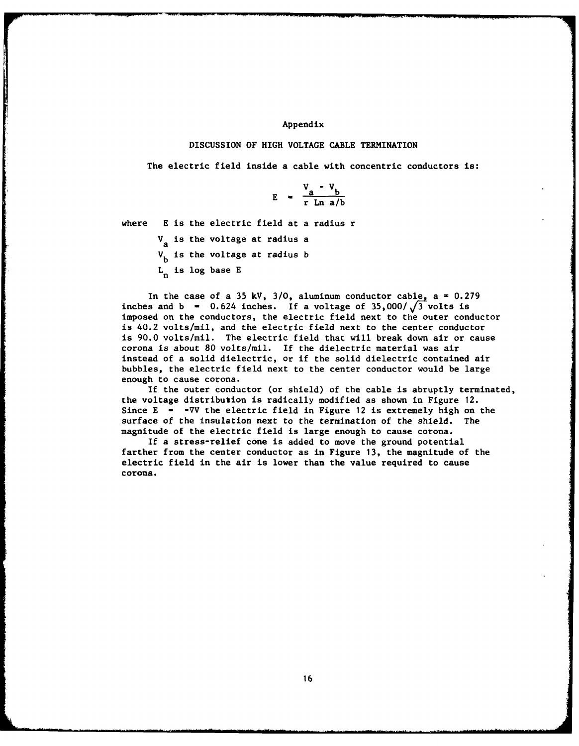# Appendix

## DISCUSSION OF HIGH VOLTAGE CABLE TERMINATION

The electric field inside a cable with concentric conductors is:

$$E = \frac{V_a - V_b}{r \text{ Ln } a/b}$$

where E is the electric field at a radius r

$V_a$ is the voltage at radius a

$V_b$ is the voltage at radius b

$L_n$ is log base E

In the case of a 35 kV, 3/0, aluminum conductor cable, a = 0.279 inches and b = 0.624 inches. If a voltage of $35{,}000/\sqrt{3}$ volts is imposed on the conductors, the electric field next to the outer conductor is 40.2 volts/mil, and the electric field next to the center conductor is 90.0 volts/mil. The electric field that will break down air or cause corona is about 80 volts/mil. If the dielectric material was air instead of a solid dielectric, or if the solid dielectric contained air bubbles, the electric field next to the center conductor would be large enough to cause corona.

If the outer conductor (or shield) of the cable is abruptly terminated, the voltage distribution is radically modified as shown in Figure 12. Since $E = -\nabla V$ the electric field in Figure 12 is extremely high on the surface of the insulation next to the termination of the shield. The magnitude of the electric field is large enough to cause corona.

If a stress-relief cone is added to move the ground potential farther from the center conductor as in Figure 13, the magnitude of the electric field in the air is lower than the value required to cause corona.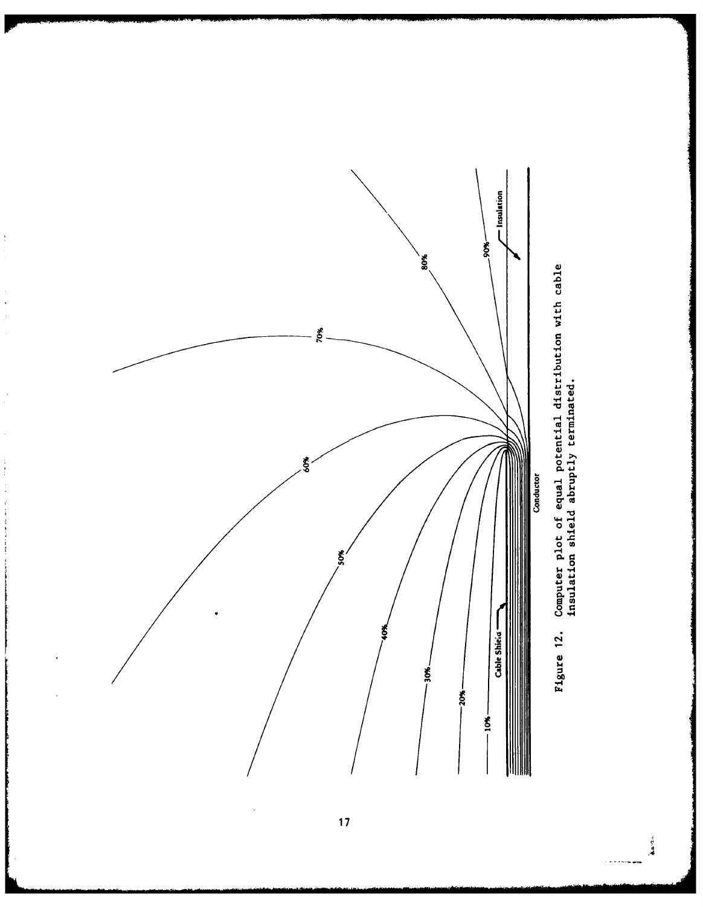Figure 12. Computer plot of equal potential distribution with cable insulation shield abruptly terminated.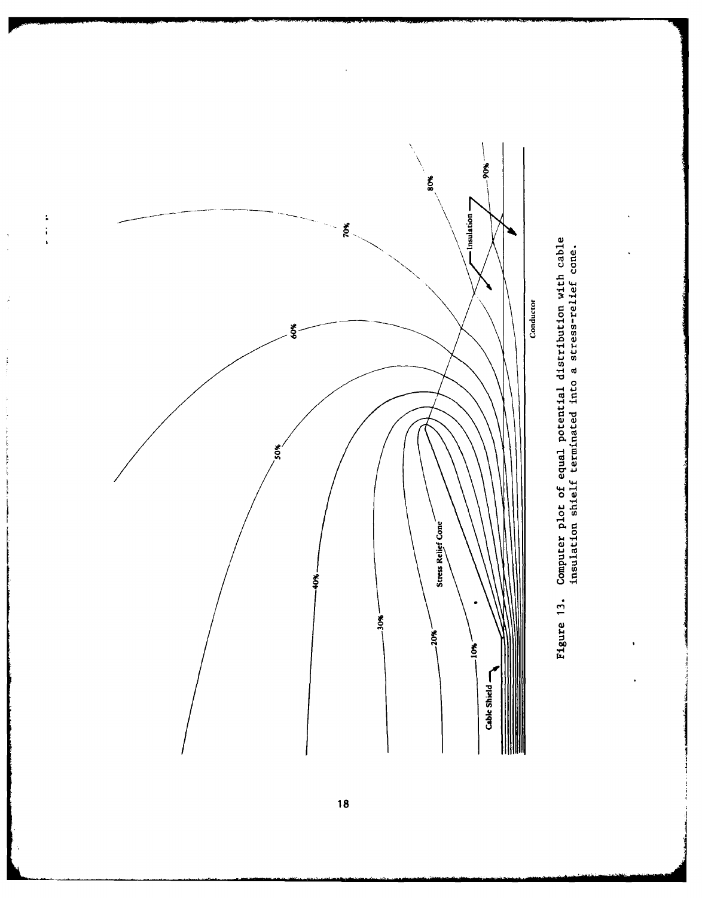Figure 13. Computer plot of equal potential distribution with cable insulation shielf terminated into a stress-relief cone.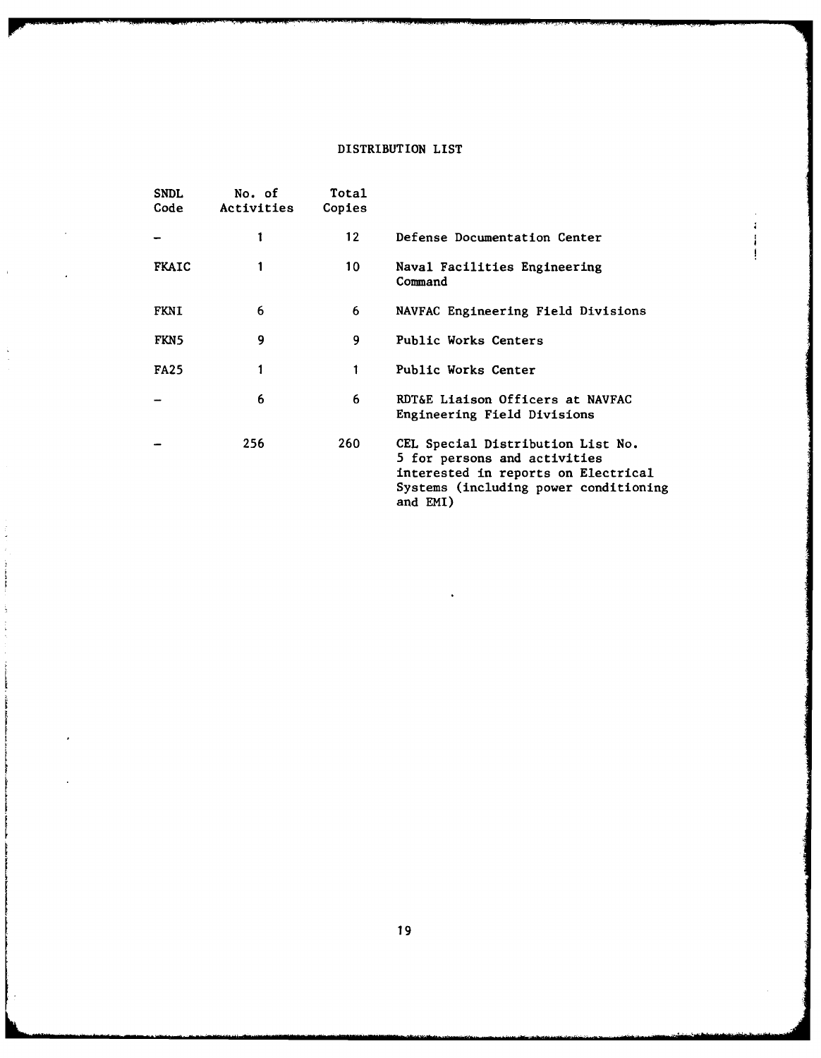# DISTRIBUTION LIST

| SNDL Code | No. of Activities | Total Copies | |
|---|---|---|---|
| – | 1 | 12 | Defense Documentation Center |
| FKAIC | 1 | 10 | Naval Facilities Engineering Command |
| FKNI | 6 | 6 | NAVFAC Engineering Field Divisions |
| FKN5 | 9 | 9 | Public Works Centers |
| FA25 | 1 | 1 | Public Works Center |
| – | 6 | 6 | RDT&E Liaison Officers at NAVFAC Engineering Field Divisions |
| – | 256 | 260 | CEL Special Distribution List No. 5 for persons and activities interested in reports on Electrical Systems (including power conditioning and EMI) |